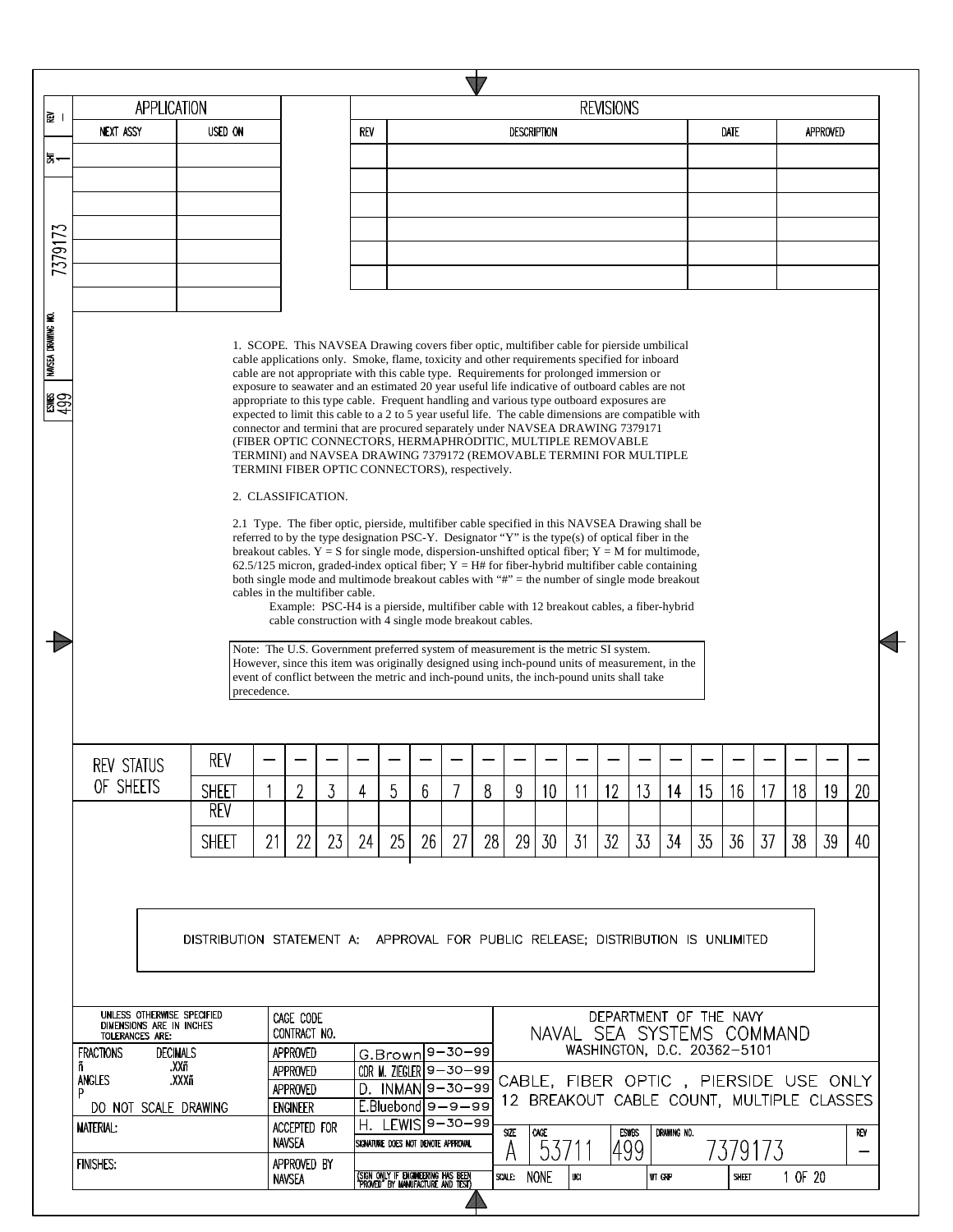| APPLICATION | |
|---|---|
| NEXT ASSY | USED ON |
| | |

| REVISIONS | | | |
|---|---|---|---|
| REV | DESCRIPTION | DATE | APPROVED |
| | | | |

1. SCOPE. This NAVSEA Drawing covers fiber optic, multifiber cable for pierside umbilical cable applications only. Smoke, flame, toxicity and other requirements specified for inboard cable are not appropriate with this cable type. Requirements for prolonged immersion or exposure to seawater and an estimated 20 year useful life indicative of outboard cables are not appropriate to this type cable. Frequent handling and various type outboard exposures are expected to limit this cable to a 2 to 5 year useful life. The cable dimensions are compatible with connector and termini that are procured separately under NAVSEA DRAWING 7379171 (FIBER OPTIC CONNECTORS, HERMAPHRODITIC, MULTIPLE REMOVABLE TERMINI) and NAVSEA DRAWING 7379172 (REMOVABLE TERMINI FOR MULTIPLE TERMINI FIBER OPTIC CONNECTORS), respectively.

2. CLASSIFICATION.

2.1 Type. The fiber optic, pierside, multifiber cable specified in this NAVSEA Drawing shall be referred to by the type designation PSC-Y. Designator "Y" is the type(s) of optical fiber in the breakout cables. Y = S for single mode, dispersion-unshifted optical fiber; Y = M for multimode, 62.5/125 micron, graded-index optical fiber; Y = H# for fiber-hybrid multifiber cable containing both single mode and multimode breakout cables with "#" = the number of single mode breakout cables in the multifiber cable.

Example: PSC-H4 is a pierside, multifiber cable with 12 breakout cables, a fiber-hybrid cable construction with 4 single mode breakout cables.

Note: The U.S. Government preferred system of measurement is the metric SI system. However, since this item was originally designed using inch-pound units of measurement, in the event of conflict between the metric and inch-pound units, the inch-pound units shall take precedence.

| REV STATUS OF SHEETS | | | | | | | | | | | | | | | | | | | | | |
|---|---|---|---|---|---|---|---|---|---|---|---|---|---|---|---|---|---|---|---|---|---|
| | REV | – | – | – | – | – | – | – | – | – | – | – | – | – | – | – | – | – | – | – | – |
| | SHEET | 1 | 2 | 3 | 4 | 5 | 6 | 7 | 8 | 9 | 10 | 11 | 12 | 13 | 14 | 15 | 16 | 17 | 18 | 19 | 20 |
| | REV | | | | | | | | | | | | | | | | | | | | |
| | SHEET | 21 | 22 | 23 | 24 | 25 | 26 | 27 | 28 | 29 | 30 | 31 | 32 | 33 | 34 | 35 | 36 | 37 | 38 | 39 | 40 |

DISTRIBUTION STATEMENT A: APPROVAL FOR PUBLIC RELEASE; DISTRIBUTION IS UNLIMITED

| UNLESS OTHERWISE SPECIFIED DIMENSIONS ARE IN INCHES TOLERANCES ARE: | CAGE CODE CONTRACT NO. | | |
|---|---|---|---|
| FRACTIONS ñ DECIMALS .XXñ | APPROVED | G.Brown | 9-30-99 |
| ANGLES P .XXXñ | APPROVED | CDR M. ZIEGLER | 9-30-99 |
| | APPROVED | D. INMAN | 9-30-99 |
| DO NOT SCALE DRAWING | ENGINEER | E.Bluebond | 9-9-99 |
| MATERIAL: | ACCEPTED FOR NAVSEA | H. LEWIS (SIGNATURE DOES NOT DENOTE APPROVAL) | 9-30-99 |
| FINISHES: | APPROVED BY NAVSEA | (SIGN ONLY IF ENGINEERING HAS BEEN "PROVED" BY MANUFACTURE AND TEST) | |

DEPARTMENT OF THE NAVY
NAVAL SEA SYSTEMS COMMAND
WASHINGTON, D.C. 20362-5101

CABLE, FIBER OPTIC, PIERSIDE USE ONLY
12 BREAKOUT CABLE COUNT, MULTIPLE CLASSES

| SIZE | CAGE | ESWBS | DRAWING NO. | REV |
|---|---|---|---|---|
| A | 53711 | 499 | 7379173 | – |
| SCALE: NONE | UCI | WT GRP | SHEET 1 OF 20 | |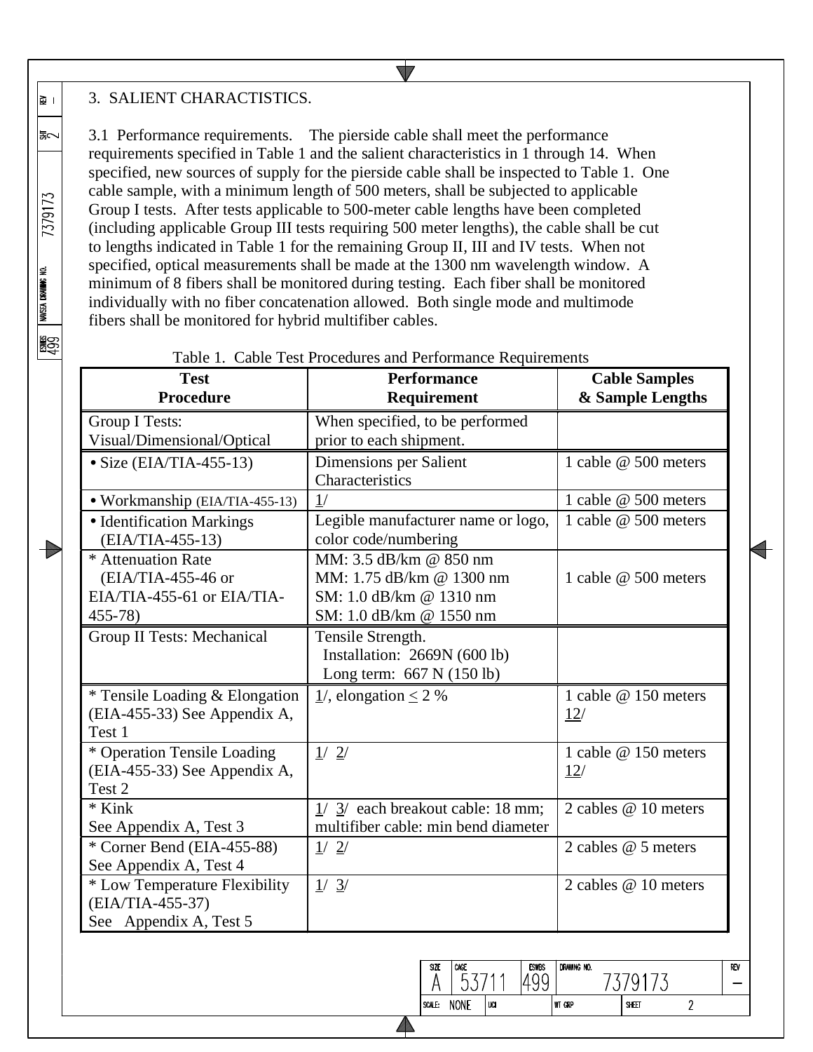## 3. SALIENT CHARACTISTICS.

3.1 Performance requirements. The pierside cable shall meet the performance requirements specified in Table 1 and the salient characteristics in 1 through 14. When specified, new sources of supply for the pierside cable shall be inspected to Table 1. One cable sample, with a minimum length of 500 meters, shall be subjected to applicable Group I tests. After tests applicable to 500-meter cable lengths have been completed (including applicable Group III tests requiring 500 meter lengths), the cable shall be cut to lengths indicated in Table 1 for the remaining Group II, III and IV tests. When not specified, optical measurements shall be made at the 1300 nm wavelength window. A minimum of 8 fibers shall be monitored during testing. Each fiber shall be monitored individually with no fiber concatenation allowed. Both single mode and multimode fibers shall be monitored for hybrid multifiber cables.

Table 1. Cable Test Procedures and Performance Requirements

| **Test Procedure** | **Performance Requirement** | **Cable Samples & Sample Lengths** |
|---|---|---|
| Group I Tests: Visual/Dimensional/Optical | When specified, to be performed prior to each shipment. | |
| • Size (EIA/TIA-455-13) | Dimensions per Salient Characteristics | 1 cable @ 500 meters |
| • Workmanship (EIA/TIA-455-13) | 1/ | 1 cable @ 500 meters |
| • Identification Markings (EIA/TIA-455-13) | Legible manufacturer name or logo, color code/numbering | 1 cable @ 500 meters |
| * Attenuation Rate (EIA/TIA-455-46 or EIA/TIA-455-61 or EIA/TIA-455-78) | MM: 3.5 dB/km @ 850 nm<br>MM: 1.75 dB/km @ 1300 nm<br>SM: 1.0 dB/km @ 1310 nm<br>SM: 1.0 dB/km @ 1550 nm | 1 cable @ 500 meters |
| Group II Tests: Mechanical | Tensile Strength.<br>Installation: 2669N (600 lb)<br>Long term: 667 N (150 lb) | |
| * Tensile Loading & Elongation (EIA-455-33) See Appendix A, Test 1 | 1/, elongation ≤ 2 % | 1 cable @ 150 meters 12/ |
| * Operation Tensile Loading (EIA-455-33) See Appendix A, Test 2 | 1/ 2/ | 1 cable @ 150 meters 12/ |
| * Kink<br>See Appendix A, Test 3 | 1/ 3/ each breakout cable: 18 mm; multifiber cable: min bend diameter | 2 cables @ 10 meters |
| * Corner Bend (EIA-455-88) See Appendix A, Test 4 | 1/ 2/ | 2 cables @ 5 meters |
| * Low Temperature Flexibility (EIA/TIA-455-37)<br>See Appendix A, Test 5 | 1/ 3/ | 2 cables @ 10 meters |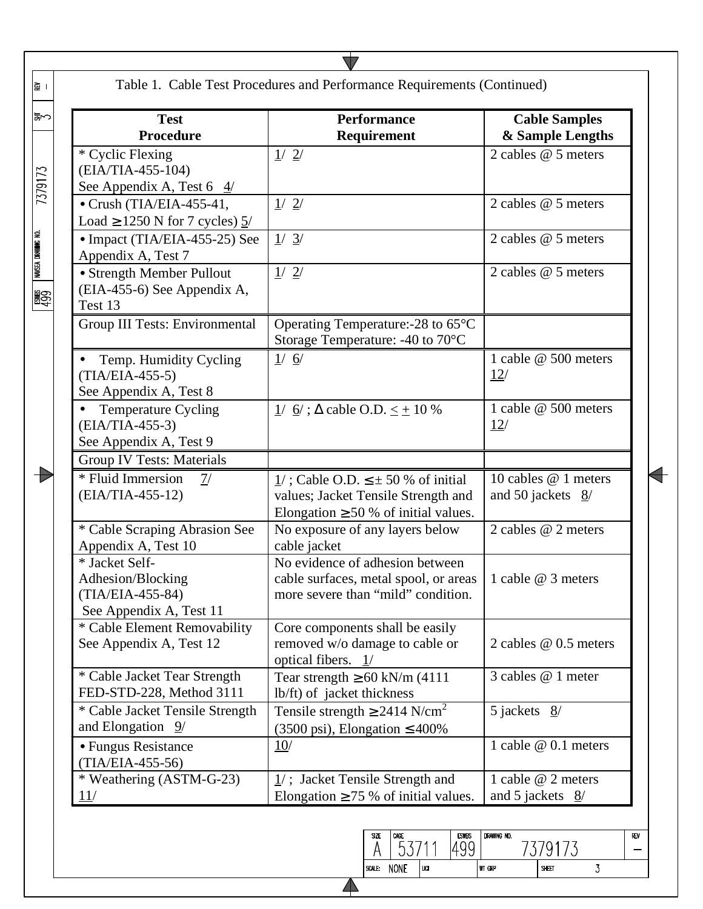Table 1. Cable Test Procedures and Performance Requirements (Continued)

| Test Procedure | Performance Requirement | Cable Samples & Sample Lengths |
|---|---|---|
| * Cyclic Flexing (EIA/TIA-455-104) See Appendix A, Test 6 4/ | 1/ 2/ | 2 cables @ 5 meters |
| • Crush (TIA/EIA-455-41, Load ≥1250 N for 7 cycles) 5/ | 1/ 2/ | 2 cables @ 5 meters |
| • Impact (TIA/EIA-455-25) See Appendix A, Test 7 | 1/ 3/ | 2 cables @ 5 meters |
| • Strength Member Pullout (EIA-455-6) See Appendix A, Test 13 | 1/ 2/ | 2 cables @ 5 meters |
| Group III Tests: Environmental | Operating Temperature:-28 to 65°C Storage Temperature: -40 to 70°C | |
| • Temp. Humidity Cycling (TIA/EIA-455-5) See Appendix A, Test 8 | 1/ 6/ | 1 cable @ 500 meters 12/ |
| • Temperature Cycling (EIA/TIA-455-3) See Appendix A, Test 9 | 1/ 6/ ; Δ cable O.D. ≤ ± 10 % | 1 cable @ 500 meters 12/ |
| Group IV Tests: Materials | | |
| * Fluid Immersion 7/ (EIA/TIA-455-12) | 1/ ; Cable O.D. ≤ ± 50 % of initial values; Jacket Tensile Strength and Elongation ≥50 % of initial values. | 10 cables @ 1 meters and 50 jackets 8/ |
| * Cable Scraping Abrasion See Appendix A, Test 10 | No exposure of any layers below cable jacket | 2 cables @ 2 meters |
| * Jacket Self-Adhesion/Blocking (TIA/EIA-455-84) See Appendix A, Test 11 | No evidence of adhesion between cable surfaces, metal spool, or areas more severe than "mild" condition. | 1 cable @ 3 meters |
| * Cable Element Removability See Appendix A, Test 12 | Core components shall be easily removed w/o damage to cable or optical fibers. 1/ | 2 cables @ 0.5 meters |
| * Cable Jacket Tear Strength FED-STD-228, Method 3111 | Tear strength ≥60 kN/m (4111 lb/ft) of jacket thickness | 3 cables @ 1 meter |
| * Cable Jacket Tensile Strength and Elongation 9/ | Tensile strength ≥2414 N/cm$^2$ (3500 psi), Elongation ≤400% | 5 jackets 8/ |
| • Fungus Resistance (TIA/EIA-455-56) | 10/ | 1 cable @ 0.1 meters |
| * Weathering (ASTM-G-23) 11/ | 1/ ; Jacket Tensile Strength and Elongation ≥75 % of initial values. | 1 cable @ 2 meters and 5 jackets 8/ |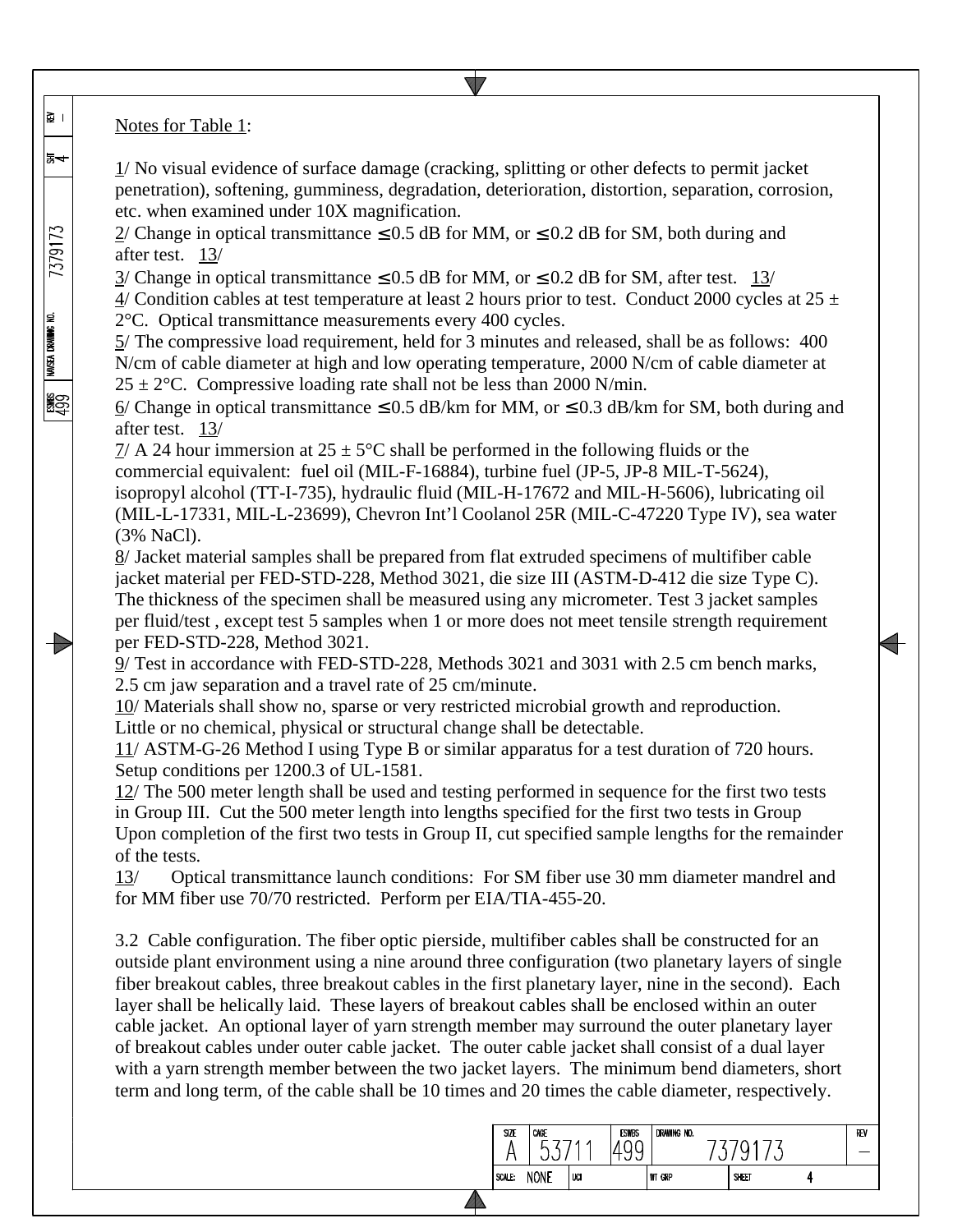Notes for Table 1:

1/ No visual evidence of surface damage (cracking, splitting or other defects to permit jacket penetration), softening, gumminess, degradation, deterioration, distortion, separation, corrosion, etc. when examined under 10X magnification.

2/ Change in optical transmittance ≤ 0.5 dB for MM, or ≤ 0.2 dB for SM, both during and after test. 13/

3/ Change in optical transmittance ≤ 0.5 dB for MM, or ≤ 0.2 dB for SM, after test. 13/

4/ Condition cables at test temperature at least 2 hours prior to test. Conduct 2000 cycles at 25 ± 2°C. Optical transmittance measurements every 400 cycles.

5/ The compressive load requirement, held for 3 minutes and released, shall be as follows: 400 N/cm of cable diameter at high and low operating temperature, 2000 N/cm of cable diameter at 25 ± 2°C. Compressive loading rate shall not be less than 2000 N/min.

6/ Change in optical transmittance ≤ 0.5 dB/km for MM, or ≤ 0.3 dB/km for SM, both during and after test. 13/

7/ A 24 hour immersion at 25 ± 5°C shall be performed in the following fluids or the commercial equivalent: fuel oil (MIL-F-16884), turbine fuel (JP-5, JP-8 MIL-T-5624), isopropyl alcohol (TT-I-735), hydraulic fluid (MIL-H-17672 and MIL-H-5606), lubricating oil (MIL-L-17331, MIL-L-23699), Chevron Int'l Coolanol 25R (MIL-C-47220 Type IV), sea water (3% NaCl).

8/ Jacket material samples shall be prepared from flat extruded specimens of multifiber cable jacket material per FED-STD-228, Method 3021, die size III (ASTM-D-412 die size Type C). The thickness of the specimen shall be measured using any micrometer. Test 3 jacket samples per fluid/test , except test 5 samples when 1 or more does not meet tensile strength requirement per FED-STD-228, Method 3021.

9/ Test in accordance with FED-STD-228, Methods 3021 and 3031 with 2.5 cm bench marks, 2.5 cm jaw separation and a travel rate of 25 cm/minute.

10/ Materials shall show no, sparse or very restricted microbial growth and reproduction. Little or no chemical, physical or structural change shall be detectable.

11/ ASTM-G-26 Method I using Type B or similar apparatus for a test duration of 720 hours. Setup conditions per 1200.3 of UL-1581.

12/ The 500 meter length shall be used and testing performed in sequence for the first two tests in Group III. Cut the 500 meter length into lengths specified for the first two tests in Group Upon completion of the first two tests in Group II, cut specified sample lengths for the remainder of the tests.

13/ Optical transmittance launch conditions: For SM fiber use 30 mm diameter mandrel and for MM fiber use 70/70 restricted. Perform per EIA/TIA-455-20.

3.2 Cable configuration. The fiber optic pierside, multifiber cables shall be constructed for an outside plant environment using a nine around three configuration (two planetary layers of single fiber breakout cables, three breakout cables in the first planetary layer, nine in the second). Each layer shall be helically laid. These layers of breakout cables shall be enclosed within an outer cable jacket. An optional layer of yarn strength member may surround the outer planetary layer of breakout cables under outer cable jacket. The outer cable jacket shall consist of a dual layer with a yarn strength member between the two jacket layers. The minimum bend diameters, short term and long term, of the cable shall be 10 times and 20 times the cable diameter, respectively.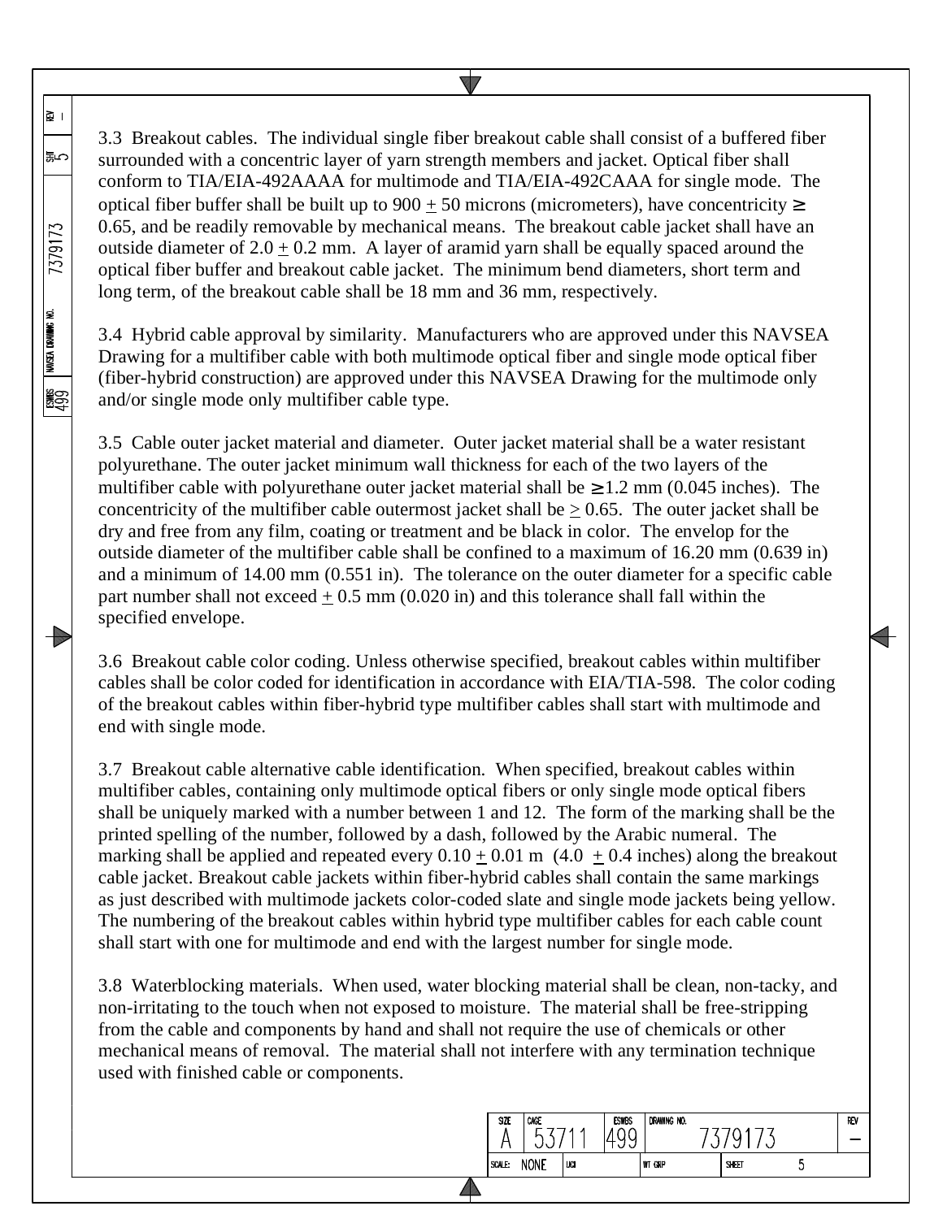3.3 Breakout cables. The individual single fiber breakout cable shall consist of a buffered fiber surrounded with a concentric layer of yarn strength members and jacket. Optical fiber shall conform to TIA/EIA-492AAAA for multimode and TIA/EIA-492CAAA for single mode. The optical fiber buffer shall be built up to 900 $\pm$ 50 microns (micrometers), have concentricity $\geq$ 0.65, and be readily removable by mechanical means. The breakout cable jacket shall have an outside diameter of 2.0 $\pm$ 0.2 mm. A layer of aramid yarn shall be equally spaced around the optical fiber buffer and breakout cable jacket. The minimum bend diameters, short term and long term, of the breakout cable shall be 18 mm and 36 mm, respectively.

3.4 Hybrid cable approval by similarity. Manufacturers who are approved under this NAVSEA Drawing for a multifiber cable with both multimode optical fiber and single mode optical fiber (fiber-hybrid construction) are approved under this NAVSEA Drawing for the multimode only and/or single mode only multifiber cable type.

3.5 Cable outer jacket material and diameter. Outer jacket material shall be a water resistant polyurethane. The outer jacket minimum wall thickness for each of the two layers of the multifiber cable with polyurethane outer jacket material shall be $\geq$1.2 mm (0.045 inches). The concentricity of the multifiber cable outermost jacket shall be $\geq$ 0.65. The outer jacket shall be dry and free from any film, coating or treatment and be black in color. The envelop for the outside diameter of the multifiber cable shall be confined to a maximum of 16.20 mm (0.639 in) and a minimum of 14.00 mm (0.551 in). The tolerance on the outer diameter for a specific cable part number shall not exceed $\pm$ 0.5 mm (0.020 in) and this tolerance shall fall within the specified envelope.

3.6 Breakout cable color coding. Unless otherwise specified, breakout cables within multifiber cables shall be color coded for identification in accordance with EIA/TIA-598. The color coding of the breakout cables within fiber-hybrid type multifiber cables shall start with multimode and end with single mode.

3.7 Breakout cable alternative cable identification. When specified, breakout cables within multifiber cables, containing only multimode optical fibers or only single mode optical fibers shall be uniquely marked with a number between 1 and 12. The form of the marking shall be the printed spelling of the number, followed by a dash, followed by the Arabic numeral. The marking shall be applied and repeated every 0.10 $\pm$ 0.01 m (4.0 $\pm$ 0.4 inches) along the breakout cable jacket. Breakout cable jackets within fiber-hybrid cables shall contain the same markings as just described with multimode jackets color-coded slate and single mode jackets being yellow. The numbering of the breakout cables within hybrid type multifiber cables for each cable count shall start with one for multimode and end with the largest number for single mode.

3.8 Waterblocking materials. When used, water blocking material shall be clean, non-tacky, and non-irritating to the touch when not exposed to moisture. The material shall be free-stripping from the cable and components by hand and shall not require the use of chemicals or other mechanical means of removal. The material shall not interfere with any termination technique used with finished cable or components.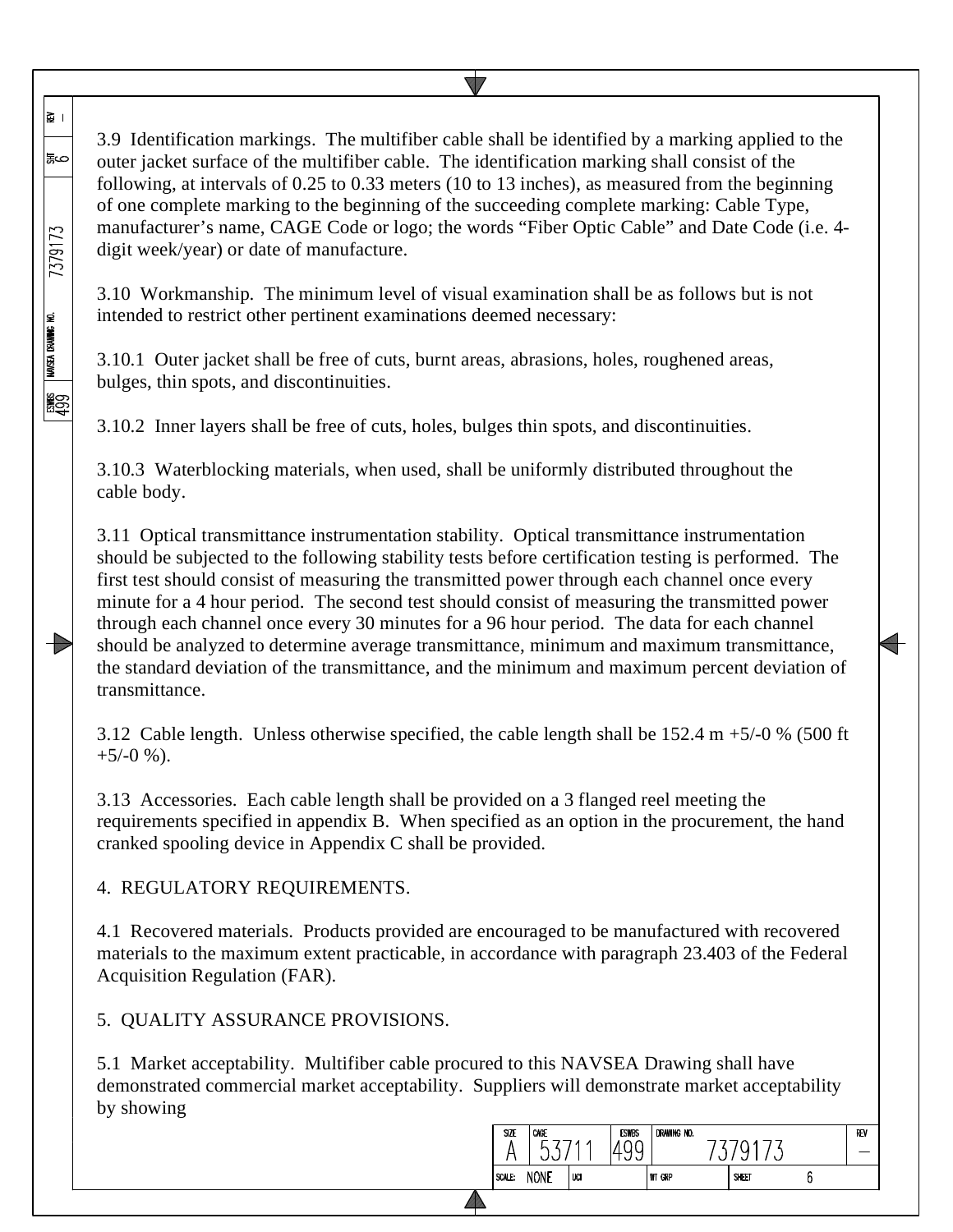3.9 Identification markings. The multifiber cable shall be identified by a marking applied to the outer jacket surface of the multifiber cable. The identification marking shall consist of the following, at intervals of 0.25 to 0.33 meters (10 to 13 inches), as measured from the beginning of one complete marking to the beginning of the succeeding complete marking: Cable Type, manufacturer's name, CAGE Code or logo; the words "Fiber Optic Cable" and Date Code (i.e. 4-digit week/year) or date of manufacture.

3.10 Workmanship. The minimum level of visual examination shall be as follows but is not intended to restrict other pertinent examinations deemed necessary:

3.10.1 Outer jacket shall be free of cuts, burnt areas, abrasions, holes, roughened areas, bulges, thin spots, and discontinuities.

3.10.2 Inner layers shall be free of cuts, holes, bulges thin spots, and discontinuities.

3.10.3 Waterblocking materials, when used, shall be uniformly distributed throughout the cable body.

3.11 Optical transmittance instrumentation stability. Optical transmittance instrumentation should be subjected to the following stability tests before certification testing is performed. The first test should consist of measuring the transmitted power through each channel once every minute for a 4 hour period. The second test should consist of measuring the transmitted power through each channel once every 30 minutes for a 96 hour period. The data for each channel should be analyzed to determine average transmittance, minimum and maximum transmittance, the standard deviation of the transmittance, and the minimum and maximum percent deviation of transmittance.

3.12 Cable length. Unless otherwise specified, the cable length shall be 152.4 m +5/-0 % (500 ft +5/-0 %).

3.13 Accessories. Each cable length shall be provided on a 3 flanged reel meeting the requirements specified in appendix B. When specified as an option in the procurement, the hand cranked spooling device in Appendix C shall be provided.

4. REGULATORY REQUIREMENTS.

4.1 Recovered materials. Products provided are encouraged to be manufactured with recovered materials to the maximum extent practicable, in accordance with paragraph 23.403 of the Federal Acquisition Regulation (FAR).

5. QUALITY ASSURANCE PROVISIONS.

5.1 Market acceptability. Multifiber cable procured to this NAVSEA Drawing shall have demonstrated commercial market acceptability. Suppliers will demonstrate market acceptability by showing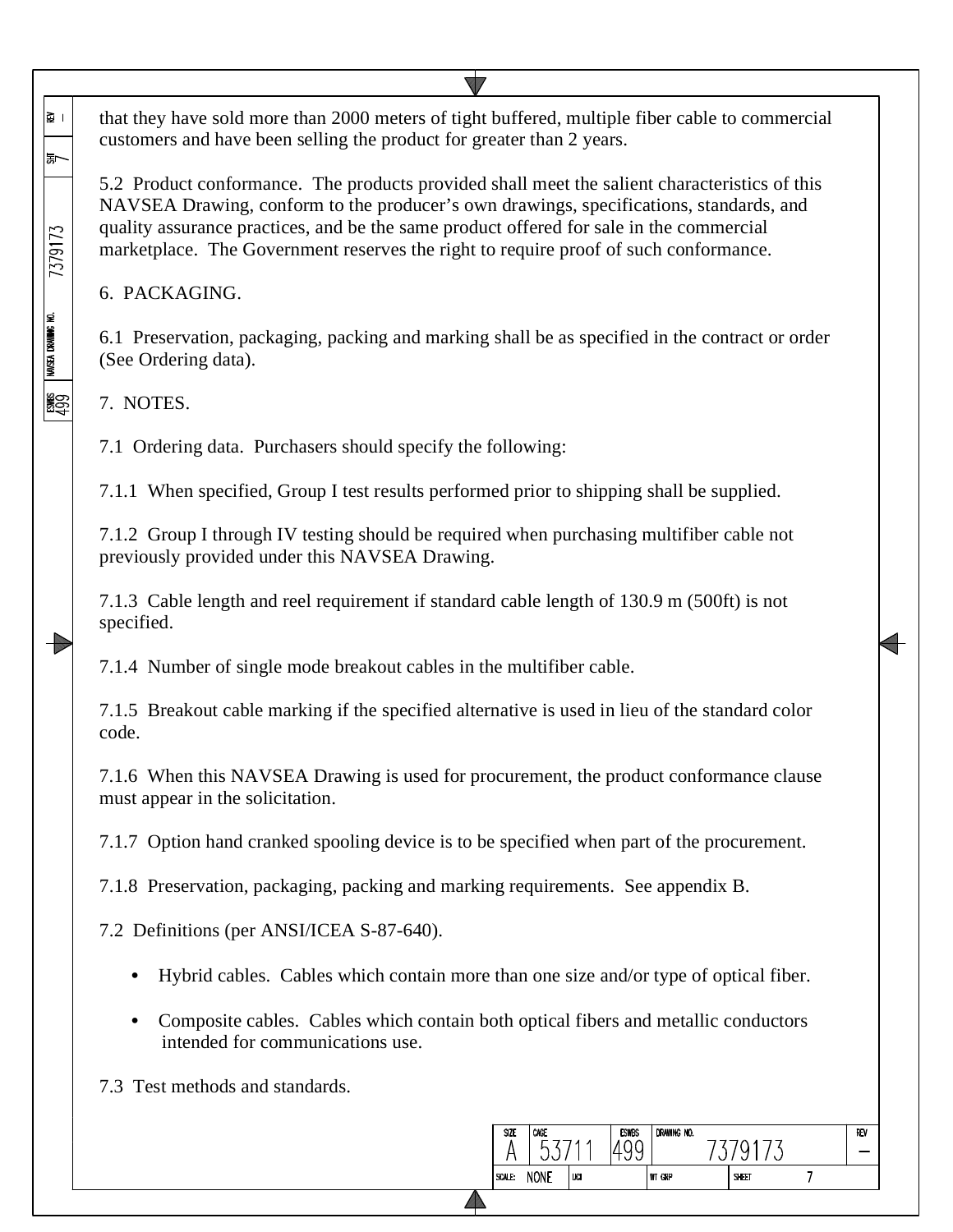that they have sold more than 2000 meters of tight buffered, multiple fiber cable to commercial customers and have been selling the product for greater than 2 years.

5.2 Product conformance. The products provided shall meet the salient characteristics of this NAVSEA Drawing, conform to the producer's own drawings, specifications, standards, and quality assurance practices, and be the same product offered for sale in the commercial marketplace. The Government reserves the right to require proof of such conformance.

6. PACKAGING.

6.1 Preservation, packaging, packing and marking shall be as specified in the contract or order (See Ordering data).

7. NOTES.

7.1 Ordering data. Purchasers should specify the following:

7.1.1 When specified, Group I test results performed prior to shipping shall be supplied.

7.1.2 Group I through IV testing should be required when purchasing multifiber cable not previously provided under this NAVSEA Drawing.

7.1.3 Cable length and reel requirement if standard cable length of 130.9 m (500ft) is not specified.

7.1.4 Number of single mode breakout cables in the multifiber cable.

7.1.5 Breakout cable marking if the specified alternative is used in lieu of the standard color code.

7.1.6 When this NAVSEA Drawing is used for procurement, the product conformance clause must appear in the solicitation.

7.1.7 Option hand cranked spooling device is to be specified when part of the procurement.

7.1.8 Preservation, packaging, packing and marking requirements. See appendix B.

7.2 Definitions (per ANSI/ICEA S-87-640).

- Hybrid cables. Cables which contain more than one size and/or type of optical fiber.
- Composite cables. Cables which contain both optical fibers and metallic conductors intended for communications use.

7.3 Test methods and standards.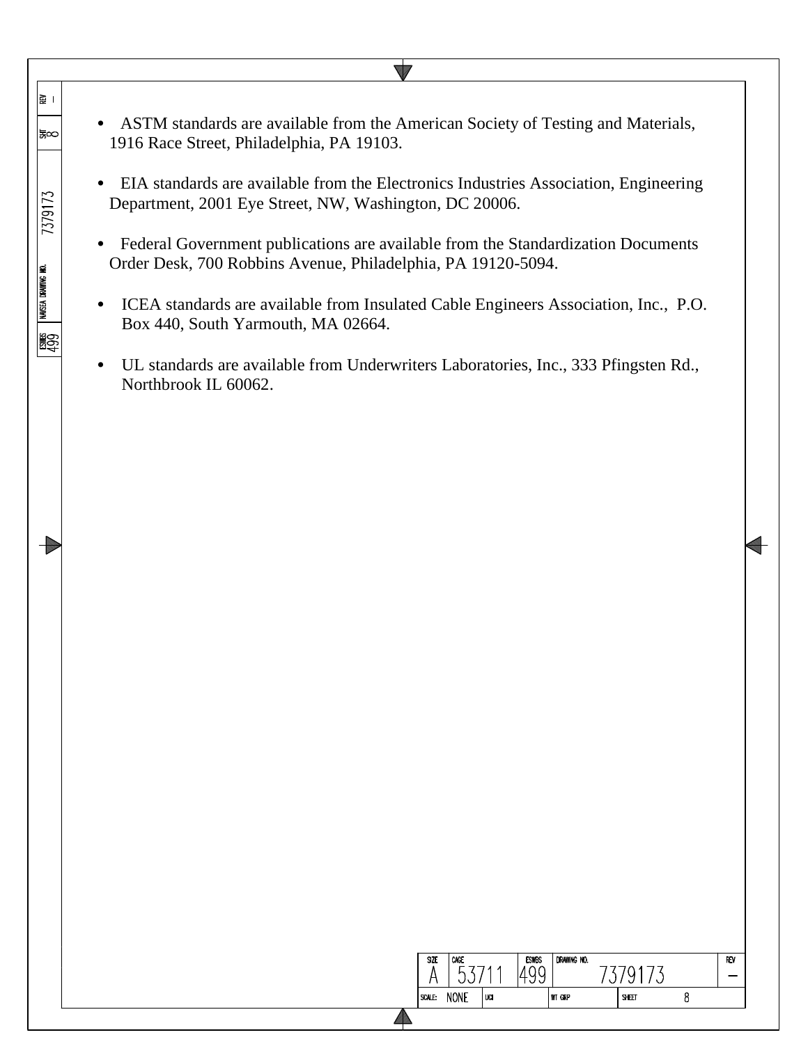- ASTM standards are available from the American Society of Testing and Materials, 1916 Race Street, Philadelphia, PA 19103.

- EIA standards are available from the Electronics Industries Association, Engineering Department, 2001 Eye Street, NW, Washington, DC 20006.

- Federal Government publications are available from the Standardization Documents Order Desk, 700 Robbins Avenue, Philadelphia, PA 19120-5094.

- ICEA standards are available from Insulated Cable Engineers Association, Inc., P.O. Box 440, South Yarmouth, MA 02664.

- UL standards are available from Underwriters Laboratories, Inc., 333 Pfingsten Rd., Northbrook IL 60062.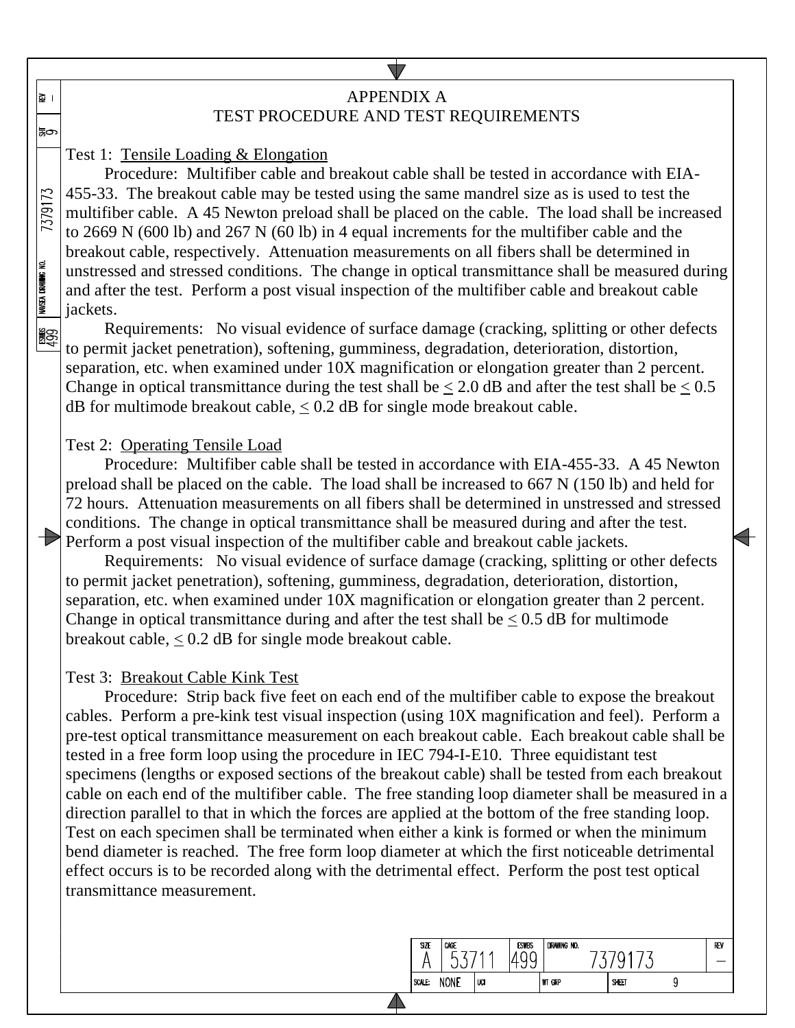# APPENDIX A
## TEST PROCEDURE AND TEST REQUIREMENTS

Test 1: Tensile Loading & Elongation

Procedure: Multifiber cable and breakout cable shall be tested in accordance with EIA-455-33. The breakout cable may be tested using the same mandrel size as is used to test the multifiber cable. A 45 Newton preload shall be placed on the cable. The load shall be increased to 2669 N (600 lb) and 267 N (60 lb) in 4 equal increments for the multifiber cable and the breakout cable, respectively. Attenuation measurements on all fibers shall be determined in unstressed and stressed conditions. The change in optical transmittance shall be measured during and after the test. Perform a post visual inspection of the multifiber cable and breakout cable jackets.

Requirements: No visual evidence of surface damage (cracking, splitting or other defects to permit jacket penetration), softening, gumminess, degradation, deterioration, distortion, separation, etc. when examined under 10X magnification or elongation greater than 2 percent. Change in optical transmittance during the test shall be ≤ 2.0 dB and after the test shall be ≤ 0.5 dB for multimode breakout cable, ≤ 0.2 dB for single mode breakout cable.

Test 2: Operating Tensile Load

Procedure: Multifiber cable shall be tested in accordance with EIA-455-33. A 45 Newton preload shall be placed on the cable. The load shall be increased to 667 N (150 lb) and held for 72 hours. Attenuation measurements on all fibers shall be determined in unstressed and stressed conditions. The change in optical transmittance shall be measured during and after the test. Perform a post visual inspection of the multifiber cable and breakout cable jackets.

Requirements: No visual evidence of surface damage (cracking, splitting or other defects to permit jacket penetration), softening, gumminess, degradation, deterioration, distortion, separation, etc. when examined under 10X magnification or elongation greater than 2 percent. Change in optical transmittance during and after the test shall be ≤ 0.5 dB for multimode breakout cable, ≤ 0.2 dB for single mode breakout cable.

Test 3: Breakout Cable Kink Test

Procedure: Strip back five feet on each end of the multifiber cable to expose the breakout cables. Perform a pre-kink test visual inspection (using 10X magnification and feel). Perform a pre-test optical transmittance measurement on each breakout cable. Each breakout cable shall be tested in a free form loop using the procedure in IEC 794-I-E10. Three equidistant test specimens (lengths or exposed sections of the breakout cable) shall be tested from each breakout cable on each end of the multifiber cable. The free standing loop diameter shall be measured in a direction parallel to that in which the forces are applied at the bottom of the free standing loop. Test on each specimen shall be terminated when either a kink is formed or when the minimum bend diameter is reached. The free form loop diameter at which the first noticeable detrimental effect occurs is to be recorded along with the detrimental effect. Perform the post test optical transmittance measurement.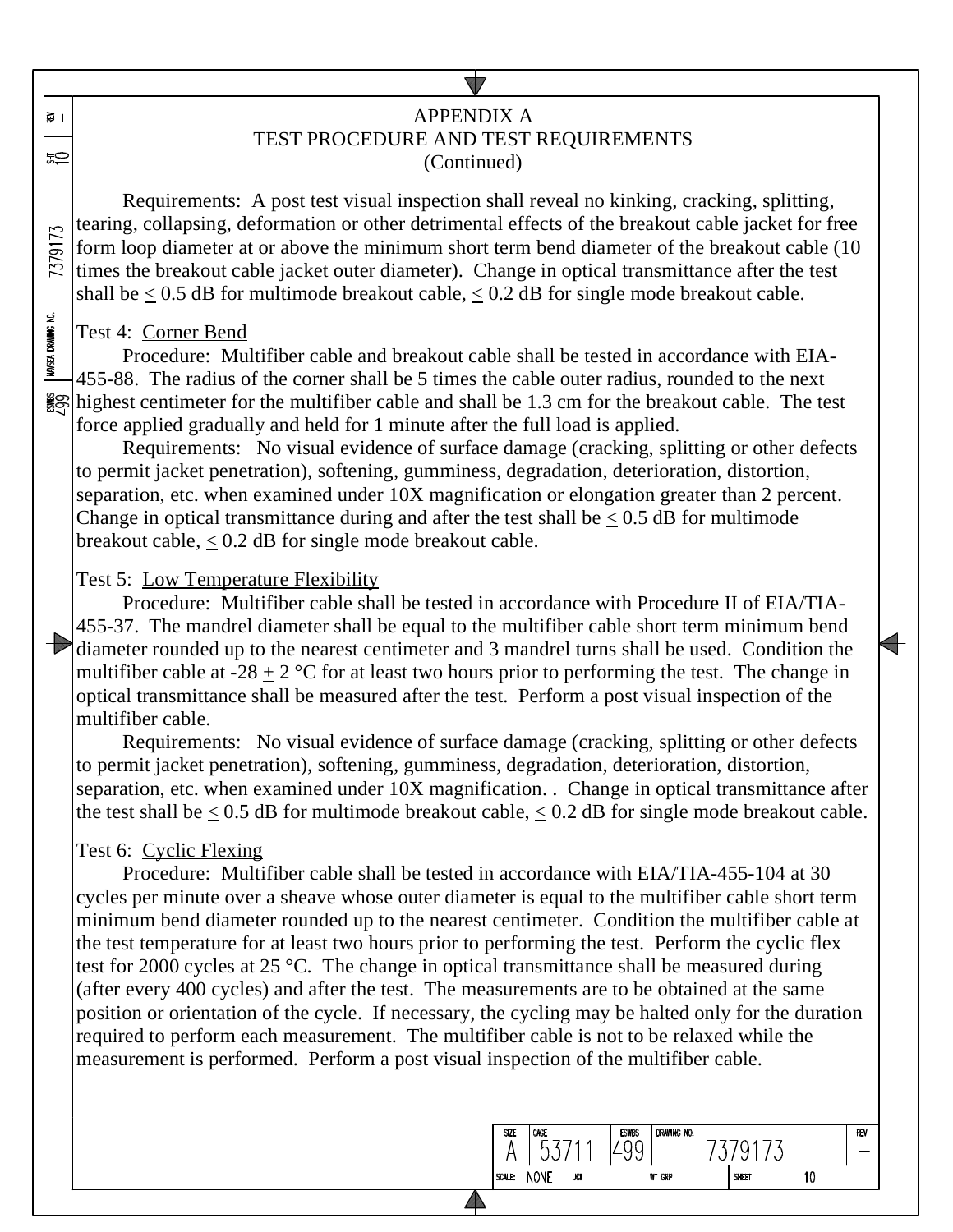APPENDIX A
TEST PROCEDURE AND TEST REQUIREMENTS
(Continued)

Requirements: A post test visual inspection shall reveal no kinking, cracking, splitting, tearing, collapsing, deformation or other detrimental effects of the breakout cable jacket for free form loop diameter at or above the minimum short term bend diameter of the breakout cable (10 times the breakout cable jacket outer diameter). Change in optical transmittance after the test shall be ≤ 0.5 dB for multimode breakout cable, ≤ 0.2 dB for single mode breakout cable.

Test 4: Corner Bend

Procedure: Multifiber cable and breakout cable shall be tested in accordance with EIA-455-88. The radius of the corner shall be 5 times the cable outer radius, rounded to the next highest centimeter for the multifiber cable and shall be 1.3 cm for the breakout cable. The test force applied gradually and held for 1 minute after the full load is applied.

Requirements: No visual evidence of surface damage (cracking, splitting or other defects to permit jacket penetration), softening, gumminess, degradation, deterioration, distortion, separation, etc. when examined under 10X magnification or elongation greater than 2 percent. Change in optical transmittance during and after the test shall be ≤ 0.5 dB for multimode breakout cable, ≤ 0.2 dB for single mode breakout cable.

Test 5: Low Temperature Flexibility

Procedure: Multifiber cable shall be tested in accordance with Procedure II of EIA/TIA-455-37. The mandrel diameter shall be equal to the multifiber cable short term minimum bend diameter rounded up to the nearest centimeter and 3 mandrel turns shall be used. Condition the multifiber cable at -28 ± 2 °C for at least two hours prior to performing the test. The change in optical transmittance shall be measured after the test. Perform a post visual inspection of the multifiber cable.

Requirements: No visual evidence of surface damage (cracking, splitting or other defects to permit jacket penetration), softening, gumminess, degradation, deterioration, distortion, separation, etc. when examined under 10X magnification. . Change in optical transmittance after the test shall be ≤ 0.5 dB for multimode breakout cable, ≤ 0.2 dB for single mode breakout cable.

Test 6: Cyclic Flexing

Procedure: Multifiber cable shall be tested in accordance with EIA/TIA-455-104 at 30 cycles per minute over a sheave whose outer diameter is equal to the multifiber cable short term minimum bend diameter rounded up to the nearest centimeter. Condition the multifiber cable at the test temperature for at least two hours prior to performing the test. Perform the cyclic flex test for 2000 cycles at 25 °C. The change in optical transmittance shall be measured during (after every 400 cycles) and after the test. The measurements are to be obtained at the same position or orientation of the cycle. If necessary, the cycling may be halted only for the duration required to perform each measurement. The multifiber cable is not to be relaxed while the measurement is performed. Perform a post visual inspection of the multifiber cable.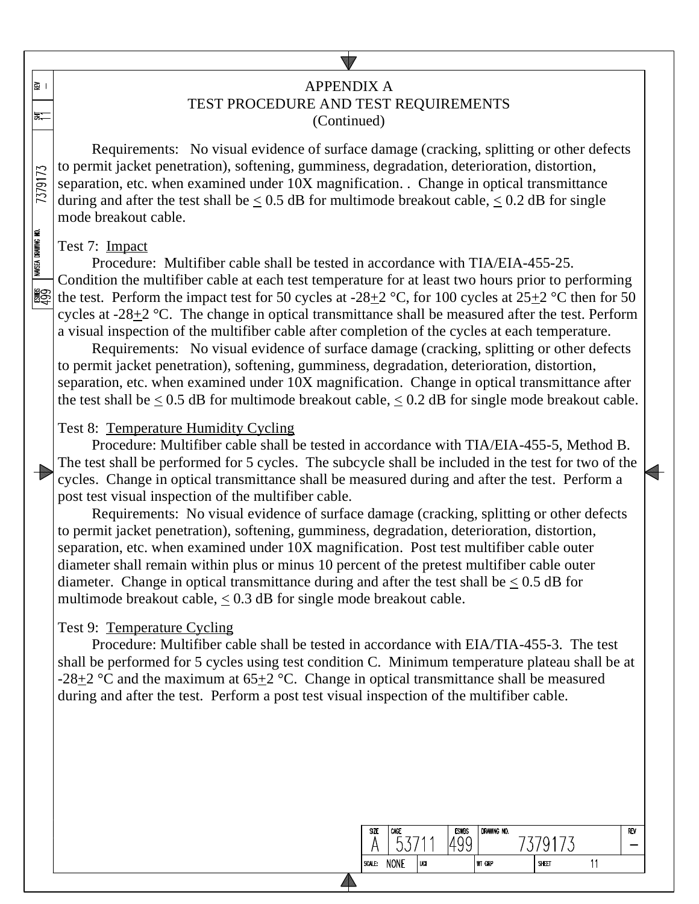# APPENDIX A
## TEST PROCEDURE AND TEST REQUIREMENTS
(Continued)

Requirements: No visual evidence of surface damage (cracking, splitting or other defects to permit jacket penetration), softening, gumminess, degradation, deterioration, distortion, separation, etc. when examined under 10X magnification. . Change in optical transmittance during and after the test shall be $\leq$ 0.5 dB for multimode breakout cable, $\leq$ 0.2 dB for single mode breakout cable.

Test 7: Impact

Procedure: Multifiber cable shall be tested in accordance with TIA/EIA-455-25. Condition the multifiber cable at each test temperature for at least two hours prior to performing the test. Perform the impact test for 50 cycles at $-28\pm2$ °C, for 100 cycles at $25\pm2$ °C then for 50 cycles at $-28\pm2$ °C. The change in optical transmittance shall be measured after the test. Perform a visual inspection of the multifiber cable after completion of the cycles at each temperature.

Requirements: No visual evidence of surface damage (cracking, splitting or other defects to permit jacket penetration), softening, gumminess, degradation, deterioration, distortion, separation, etc. when examined under 10X magnification. Change in optical transmittance after the test shall be $\leq$ 0.5 dB for multimode breakout cable, $\leq$ 0.2 dB for single mode breakout cable.

Test 8: Temperature Humidity Cycling

Procedure: Multifiber cable shall be tested in accordance with TIA/EIA-455-5, Method B. The test shall be performed for 5 cycles. The subcycle shall be included in the test for two of the cycles. Change in optical transmittance shall be measured during and after the test. Perform a post test visual inspection of the multifiber cable.

Requirements: No visual evidence of surface damage (cracking, splitting or other defects to permit jacket penetration), softening, gumminess, degradation, deterioration, distortion, separation, etc. when examined under 10X magnification. Post test multifiber cable outer diameter shall remain within plus or minus 10 percent of the pretest multifiber cable outer diameter. Change in optical transmittance during and after the test shall be $\leq$ 0.5 dB for multimode breakout cable, $\leq$ 0.3 dB for single mode breakout cable.

Test 9: Temperature Cycling

Procedure: Multifiber cable shall be tested in accordance with EIA/TIA-455-3. The test shall be performed for 5 cycles using test condition C. Minimum temperature plateau shall be at $-28\pm2$ °C and the maximum at $65\pm2$ °C. Change in optical transmittance shall be measured during and after the test. Perform a post test visual inspection of the multifiber cable.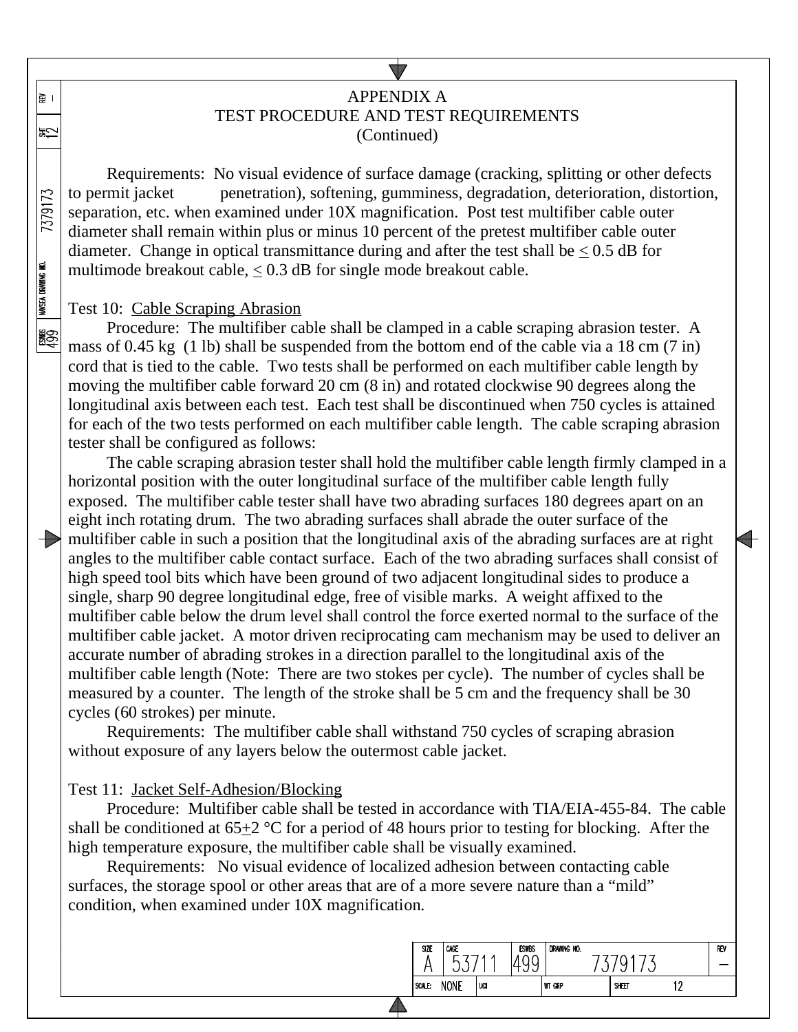# APPENDIX A
## TEST PROCEDURE AND TEST REQUIREMENTS
(Continued)

Requirements: No visual evidence of surface damage (cracking, splitting or other defects to permit jacket penetration), softening, gumminess, degradation, deterioration, distortion, separation, etc. when examined under 10X magnification. Post test multifiber cable outer diameter shall remain within plus or minus 10 percent of the pretest multifiber cable outer diameter. Change in optical transmittance during and after the test shall be $\leq$ 0.5 dB for multimode breakout cable, $\leq$ 0.3 dB for single mode breakout cable.

Test 10: Cable Scraping Abrasion

Procedure: The multifiber cable shall be clamped in a cable scraping abrasion tester. A mass of 0.45 kg (1 lb) shall be suspended from the bottom end of the cable via a 18 cm (7 in) cord that is tied to the cable. Two tests shall be performed on each multifiber cable length by moving the multifiber cable forward 20 cm (8 in) and rotated clockwise 90 degrees along the longitudinal axis between each test. Each test shall be discontinued when 750 cycles is attained for each of the two tests performed on each multifiber cable length. The cable scraping abrasion tester shall be configured as follows:

The cable scraping abrasion tester shall hold the multifiber cable length firmly clamped in a horizontal position with the outer longitudinal surface of the multifiber cable length fully exposed. The multifiber cable tester shall have two abrading surfaces 180 degrees apart on an eight inch rotating drum. The two abrading surfaces shall abrade the outer surface of the multifiber cable in such a position that the longitudinal axis of the abrading surfaces are at right angles to the multifiber cable contact surface. Each of the two abrading surfaces shall consist of high speed tool bits which have been ground of two adjacent longitudinal sides to produce a single, sharp 90 degree longitudinal edge, free of visible marks. A weight affixed to the multifiber cable below the drum level shall control the force exerted normal to the surface of the multifiber cable jacket. A motor driven reciprocating cam mechanism may be used to deliver an accurate number of abrading strokes in a direction parallel to the longitudinal axis of the multifiber cable length (Note: There are two stokes per cycle). The number of cycles shall be measured by a counter. The length of the stroke shall be 5 cm and the frequency shall be 30 cycles (60 strokes) per minute.

Requirements: The multifiber cable shall withstand 750 cycles of scraping abrasion without exposure of any layers below the outermost cable jacket.

Test 11: Jacket Self-Adhesion/Blocking

Procedure: Multifiber cable shall be tested in accordance with TIA/EIA-455-84. The cable shall be conditioned at 65$\pm$2 °C for a period of 48 hours prior to testing for blocking. After the high temperature exposure, the multifiber cable shall be visually examined.

Requirements: No visual evidence of localized adhesion between contacting cable surfaces, the storage spool or other areas that are of a more severe nature than a "mild" condition, when examined under 10X magnification.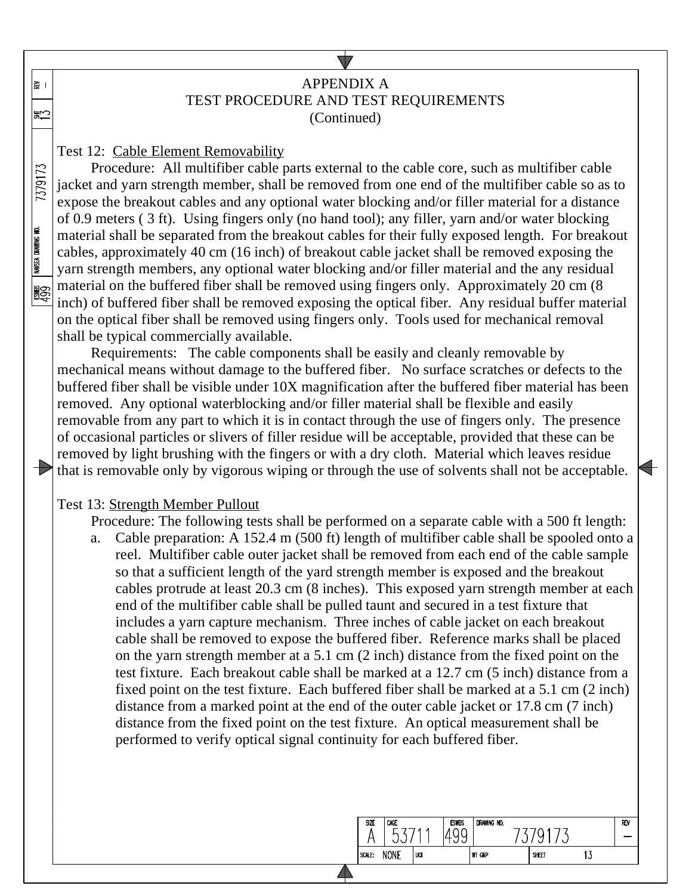APPENDIX A
TEST PROCEDURE AND TEST REQUIREMENTS
(Continued)

Test 12: <u>Cable Element Removability</u>

Procedure: All multifiber cable parts external to the cable core, such as multifiber cable jacket and yarn strength member, shall be removed from one end of the multifiber cable so as to expose the breakout cables and any optional water blocking and/or filler material for a distance of 0.9 meters ( 3 ft). Using fingers only (no hand tool); any filler, yarn and/or water blocking material shall be separated from the breakout cables for their fully exposed length. For breakout cables, approximately 40 cm (16 inch) of breakout cable jacket shall be removed exposing the yarn strength members, any optional water blocking and/or filler material and the any residual material on the buffered fiber shall be removed using fingers only. Approximately 20 cm (8 inch) of buffered fiber shall be removed exposing the optical fiber. Any residual buffer material on the optical fiber shall be removed using fingers only. Tools used for mechanical removal shall be typical commercially available.

Requirements: The cable components shall be easily and cleanly removable by mechanical means without damage to the buffered fiber. No surface scratches or defects to the buffered fiber shall be visible under 10X magnification after the buffered fiber material has been removed. Any optional waterblocking and/or filler material shall be flexible and easily removable from any part to which it is in contact through the use of fingers only. The presence of occasional particles or slivers of filler residue will be acceptable, provided that these can be removed by light brushing with the fingers or with a dry cloth. Material which leaves residue that is removable only by vigorous wiping or through the use of solvents shall not be acceptable.

Test 13: <u>Strength Member Pullout</u>

Procedure: The following tests shall be performed on a separate cable with a 500 ft length:

a. Cable preparation: A 152.4 m (500 ft) length of multifiber cable shall be spooled onto a reel. Multifiber cable outer jacket shall be removed from each end of the cable sample so that a sufficient length of the yard strength member is exposed and the breakout cables protrude at least 20.3 cm (8 inches). This exposed yarn strength member at each end of the multifiber cable shall be pulled taunt and secured in a test fixture that includes a yarn capture mechanism. Three inches of cable jacket on each breakout cable shall be removed to expose the buffered fiber. Reference marks shall be placed on the yarn strength member at a 5.1 cm (2 inch) distance from the fixed point on the test fixture. Each breakout cable shall be marked at a 12.7 cm (5 inch) distance from a fixed point on the test fixture. Each buffered fiber shall be marked at a 5.1 cm (2 inch) distance from a marked point at the end of the outer cable jacket or 17.8 cm (7 inch) distance from the fixed point on the test fixture. An optical measurement shall be performed to verify optical signal continuity for each buffered fiber.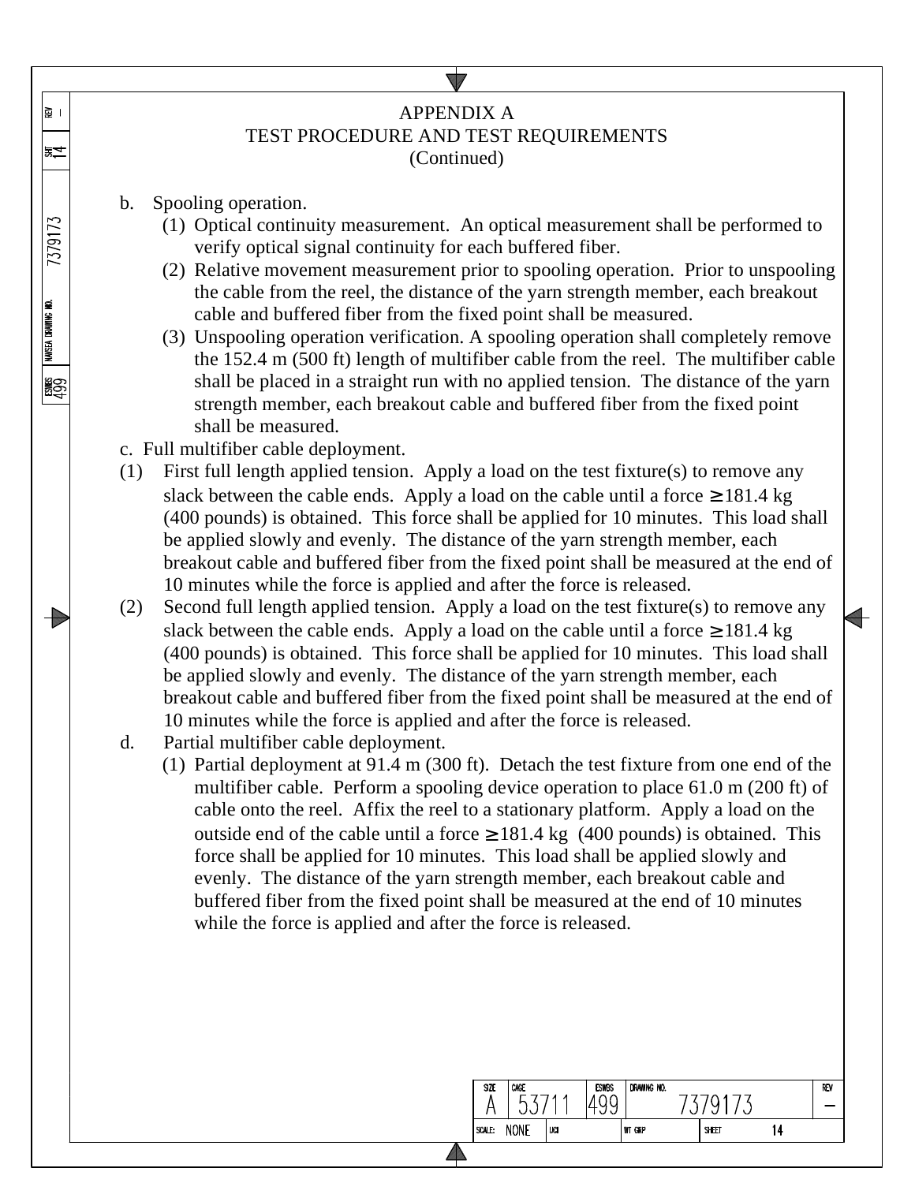APPENDIX A
TEST PROCEDURE AND TEST REQUIREMENTS
(Continued)

b. Spooling operation.

(1) Optical continuity measurement. An optical measurement shall be performed to verify optical signal continuity for each buffered fiber.

(2) Relative movement measurement prior to spooling operation. Prior to unspooling the cable from the reel, the distance of the yarn strength member, each breakout cable and buffered fiber from the fixed point shall be measured.

(3) Unspooling operation verification. A spooling operation shall completely remove the 152.4 m (500 ft) length of multifiber cable from the reel. The multifiber cable shall be placed in a straight run with no applied tension. The distance of the yarn strength member, each breakout cable and buffered fiber from the fixed point shall be measured.

c. Full multifiber cable deployment.

(1) First full length applied tension. Apply a load on the test fixture(s) to remove any slack between the cable ends. Apply a load on the cable until a force ≥181.4 kg (400 pounds) is obtained. This force shall be applied for 10 minutes. This load shall be applied slowly and evenly. The distance of the yarn strength member, each breakout cable and buffered fiber from the fixed point shall be measured at the end of 10 minutes while the force is applied and after the force is released.

(2) Second full length applied tension. Apply a load on the test fixture(s) to remove any slack between the cable ends. Apply a load on the cable until a force ≥181.4 kg (400 pounds) is obtained. This force shall be applied for 10 minutes. This load shall be applied slowly and evenly. The distance of the yarn strength member, each breakout cable and buffered fiber from the fixed point shall be measured at the end of 10 minutes while the force is applied and after the force is released.

d. Partial multifiber cable deployment.

(1) Partial deployment at 91.4 m (300 ft). Detach the test fixture from one end of the multifiber cable. Perform a spooling device operation to place 61.0 m (200 ft) of cable onto the reel. Affix the reel to a stationary platform. Apply a load on the outside end of the cable until a force ≥181.4 kg (400 pounds) is obtained. This force shall be applied for 10 minutes. This load shall be applied slowly and evenly. The distance of the yarn strength member, each breakout cable and buffered fiber from the fixed point shall be measured at the end of 10 minutes while the force is applied and after the force is released.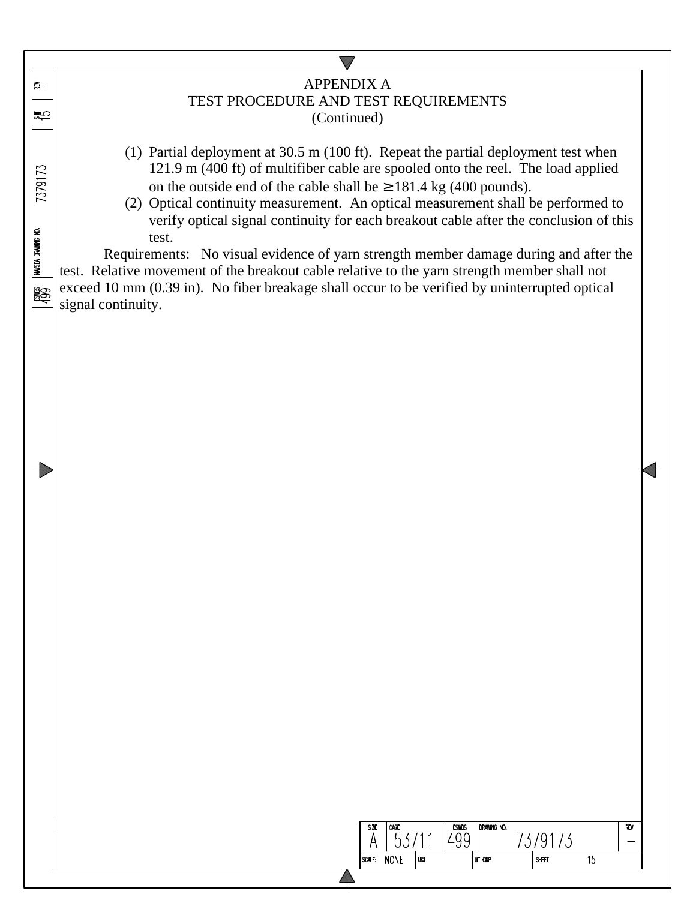## APPENDIX A
## TEST PROCEDURE AND TEST REQUIREMENTS
## (Continued)

(1) Partial deployment at 30.5 m (100 ft). Repeat the partial deployment test when 121.9 m (400 ft) of multifiber cable are spooled onto the reel. The load applied on the outside end of the cable shall be $\geq$ 181.4 kg (400 pounds).

(2) Optical continuity measurement. An optical measurement shall be performed to verify optical signal continuity for each breakout cable after the conclusion of this test.

Requirements: No visual evidence of yarn strength member damage during and after the test. Relative movement of the breakout cable relative to the yarn strength member shall not exceed 10 mm (0.39 in). No fiber breakage shall occur to be verified by uninterrupted optical signal continuity.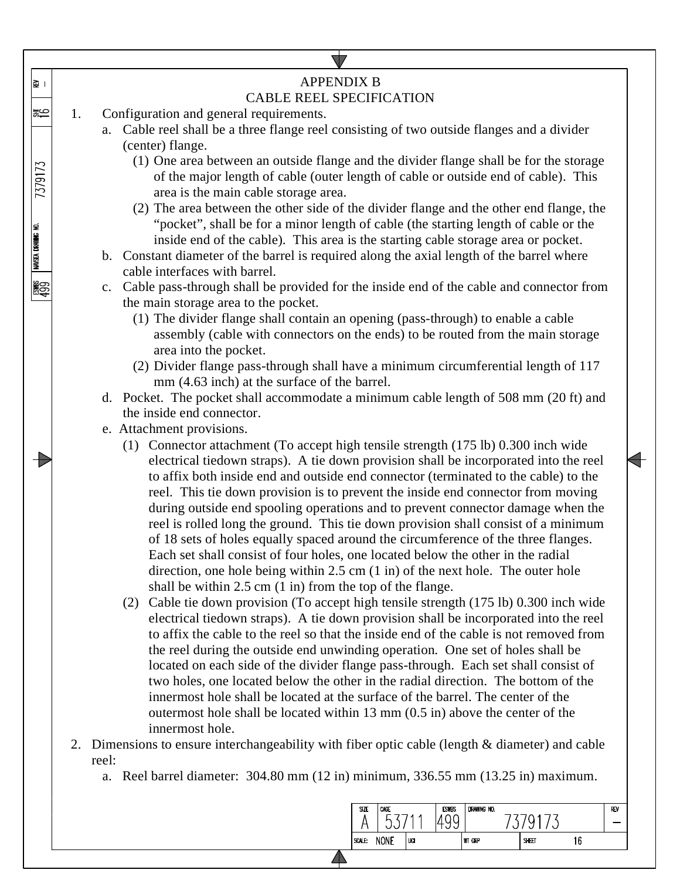# APPENDIX B
## CABLE REEL SPECIFICATION

1. Configuration and general requirements.
   a. Cable reel shall be a three flange reel consisting of two outside flanges and a divider (center) flange.
      (1) One area between an outside flange and the divider flange shall be for the storage of the major length of cable (outer length of cable or outside end of cable). This area is the main cable storage area.
      (2) The area between the other side of the divider flange and the other end flange, the "pocket", shall be for a minor length of cable (the starting length of cable or the inside end of the cable). This area is the starting cable storage area or pocket.
   b. Constant diameter of the barrel is required along the axial length of the barrel where cable interfaces with barrel.
   c. Cable pass-through shall be provided for the inside end of the cable and connector from the main storage area to the pocket.
      (1) The divider flange shall contain an opening (pass-through) to enable a cable assembly (cable with connectors on the ends) to be routed from the main storage area into the pocket.
      (2) Divider flange pass-through shall have a minimum circumferential length of 117 mm (4.63 inch) at the surface of the barrel.
   d. Pocket. The pocket shall accommodate a minimum cable length of 508 mm (20 ft) and the inside end connector.
   e. Attachment provisions.
      (1) Connector attachment (To accept high tensile strength (175 lb) 0.300 inch wide electrical tiedown straps). A tie down provision shall be incorporated into the reel to affix both inside end and outside end connector (terminated to the cable) to the reel. This tie down provision is to prevent the inside end connector from moving during outside end spooling operations and to prevent connector damage when the reel is rolled long the ground. This tie down provision shall consist of a minimum of 18 sets of holes equally spaced around the circumference of the three flanges. Each set shall consist of four holes, one located below the other in the radial direction, one hole being within 2.5 cm (1 in) of the next hole. The outer hole shall be within 2.5 cm (1 in) from the top of the flange.
      (2) Cable tie down provision (To accept high tensile strength (175 lb) 0.300 inch wide electrical tiedown straps). A tie down provision shall be incorporated into the reel to affix the cable to the reel so that the inside end of the cable is not removed from the reel during the outside end unwinding operation. One set of holes shall be located on each side of the divider flange pass-through. Each set shall consist of two holes, one located below the other in the radial direction. The bottom of the innermost hole shall be located at the surface of the barrel. The center of the outermost hole shall be located within 13 mm (0.5 in) above the center of the innermost hole.
2. Dimensions to ensure interchangeability with fiber optic cable (length & diameter) and cable reel:
   a. Reel barrel diameter: 304.80 mm (12 in) minimum, 336.55 mm (13.25 in) maximum.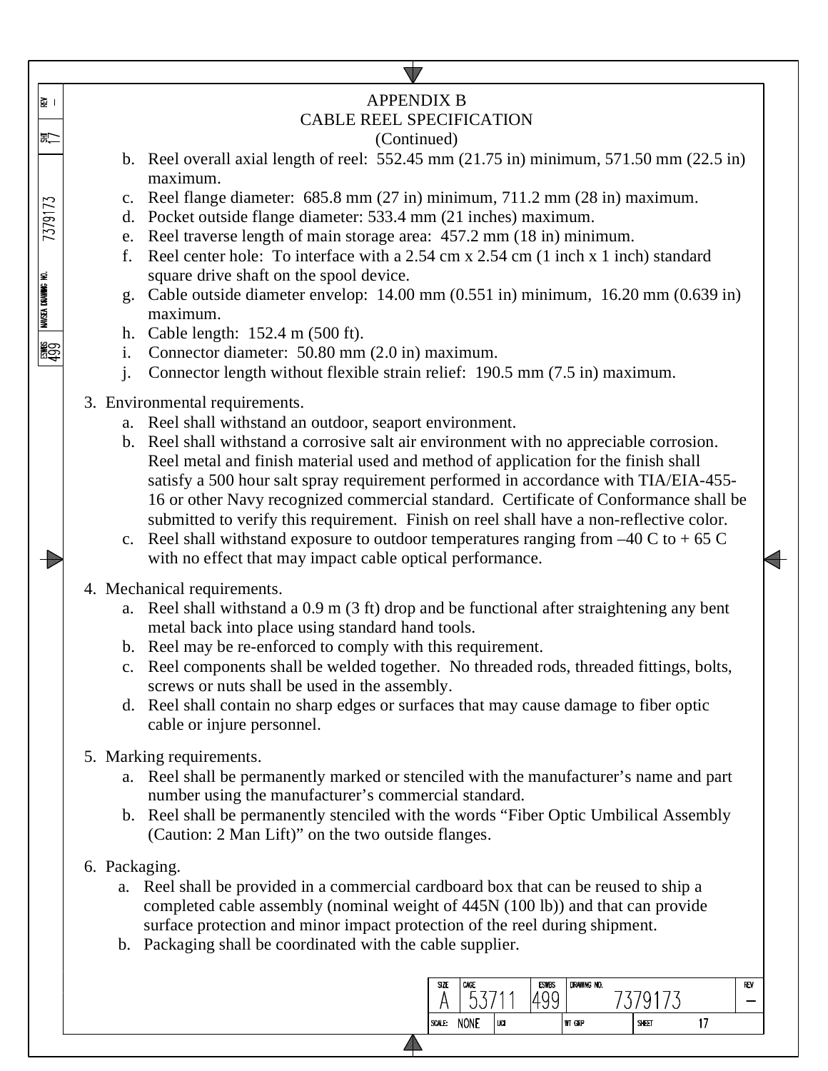# APPENDIX B
## CABLE REEL SPECIFICATION
(Continued)

b. Reel overall axial length of reel: 552.45 mm (21.75 in) minimum, 571.50 mm (22.5 in) maximum.
c. Reel flange diameter: 685.8 mm (27 in) minimum, 711.2 mm (28 in) maximum.
d. Pocket outside flange diameter: 533.4 mm (21 inches) maximum.
e. Reel traverse length of main storage area: 457.2 mm (18 in) minimum.
f. Reel center hole: To interface with a 2.54 cm x 2.54 cm (1 inch x 1 inch) standard square drive shaft on the spool device.
g. Cable outside diameter envelop: 14.00 mm (0.551 in) minimum, 16.20 mm (0.639 in) maximum.
h. Cable length: 152.4 m (500 ft).
i. Connector diameter: 50.80 mm (2.0 in) maximum.
j. Connector length without flexible strain relief: 190.5 mm (7.5 in) maximum.

3. Environmental requirements.
   a. Reel shall withstand an outdoor, seaport environment.
   b. Reel shall withstand a corrosive salt air environment with no appreciable corrosion. Reel metal and finish material used and method of application for the finish shall satisfy a 500 hour salt spray requirement performed in accordance with TIA/EIA-455-16 or other Navy recognized commercial standard. Certificate of Conformance shall be submitted to verify this requirement. Finish on reel shall have a non-reflective color.
   c. Reel shall withstand exposure to outdoor temperatures ranging from –40 C to + 65 C with no effect that may impact cable optical performance.

4. Mechanical requirements.
   a. Reel shall withstand a 0.9 m (3 ft) drop and be functional after straightening any bent metal back into place using standard hand tools.
   b. Reel may be re-enforced to comply with this requirement.
   c. Reel components shall be welded together. No threaded rods, threaded fittings, bolts, screws or nuts shall be used in the assembly.
   d. Reel shall contain no sharp edges or surfaces that may cause damage to fiber optic cable or injure personnel.

5. Marking requirements.
   a. Reel shall be permanently marked or stenciled with the manufacturer's name and part number using the manufacturer's commercial standard.
   b. Reel shall be permanently stenciled with the words "Fiber Optic Umbilical Assembly (Caution: 2 Man Lift)" on the two outside flanges.

6. Packaging.
   a. Reel shall be provided in a commercial cardboard box that can be reused to ship a completed cable assembly (nominal weight of 445N (100 lb)) and that can provide surface protection and minor impact protection of the reel during shipment.
   b. Packaging shall be coordinated with the cable supplier.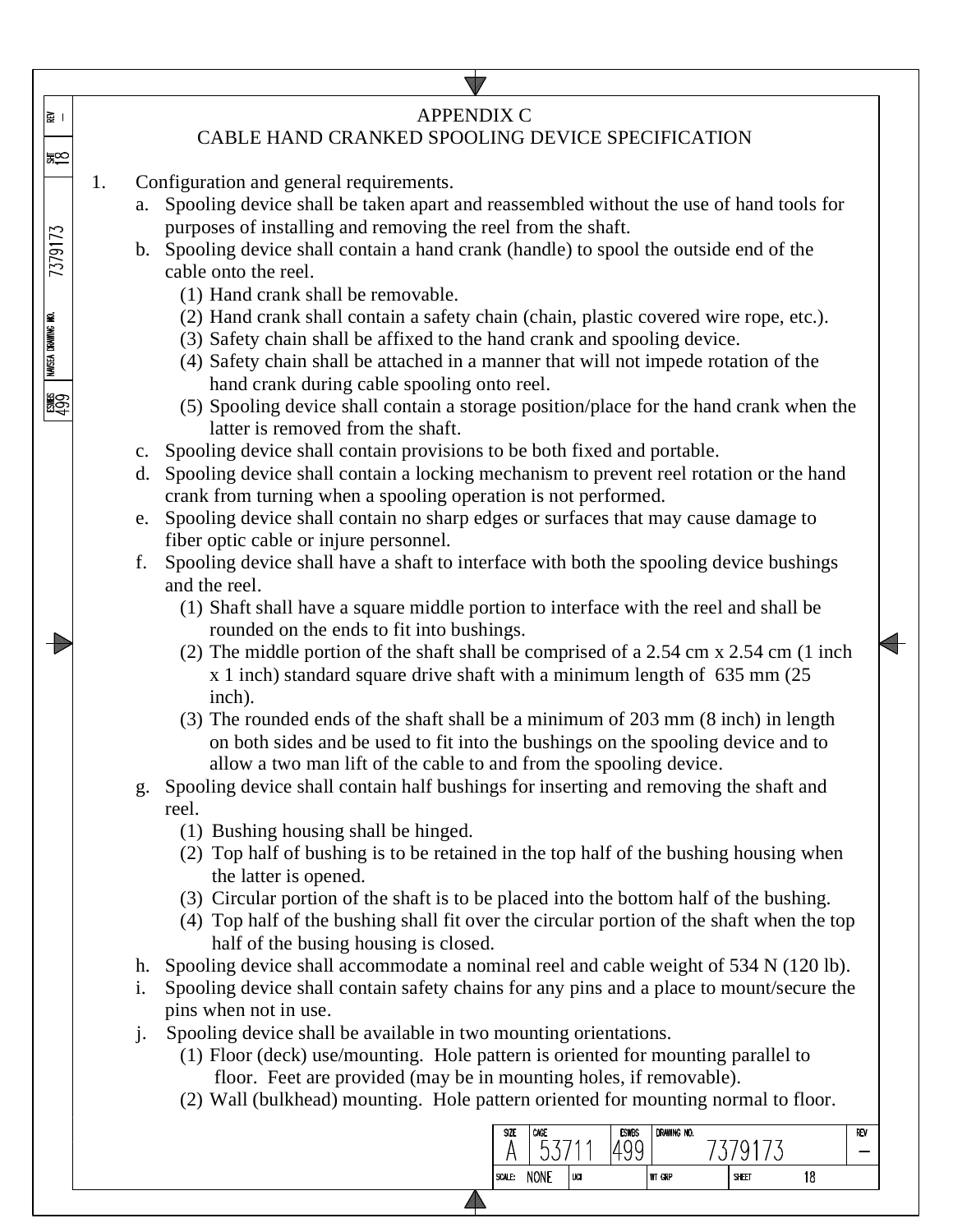# APPENDIX C
## CABLE HAND CRANKED SPOOLING DEVICE SPECIFICATION

1. Configuration and general requirements.
   a. Spooling device shall be taken apart and reassembled without the use of hand tools for purposes of installing and removing the reel from the shaft.
   b. Spooling device shall contain a hand crank (handle) to spool the outside end of the cable onto the reel.
      (1) Hand crank shall be removable.
      (2) Hand crank shall contain a safety chain (chain, plastic covered wire rope, etc.).
      (3) Safety chain shall be affixed to the hand crank and spooling device.
      (4) Safety chain shall be attached in a manner that will not impede rotation of the hand crank during cable spooling onto reel.
      (5) Spooling device shall contain a storage position/place for the hand crank when the latter is removed from the shaft.
   c. Spooling device shall contain provisions to be both fixed and portable.
   d. Spooling device shall contain a locking mechanism to prevent reel rotation or the hand crank from turning when a spooling operation is not performed.
   e. Spooling device shall contain no sharp edges or surfaces that may cause damage to fiber optic cable or injure personnel.
   f. Spooling device shall have a shaft to interface with both the spooling device bushings and the reel.
      (1) Shaft shall have a square middle portion to interface with the reel and shall be rounded on the ends to fit into bushings.
      (2) The middle portion of the shaft shall be comprised of a 2.54 cm x 2.54 cm (1 inch x 1 inch) standard square drive shaft with a minimum length of 635 mm (25 inch).
      (3) The rounded ends of the shaft shall be a minimum of 203 mm (8 inch) in length on both sides and be used to fit into the bushings on the spooling device and to allow a two man lift of the cable to and from the spooling device.
   g. Spooling device shall contain half bushings for inserting and removing the shaft and reel.
      (1) Bushing housing shall be hinged.
      (2) Top half of bushing is to be retained in the top half of the bushing housing when the latter is opened.
      (3) Circular portion of the shaft is to be placed into the bottom half of the bushing.
      (4) Top half of the bushing shall fit over the circular portion of the shaft when the top half of the busing housing is closed.
   h. Spooling device shall accommodate a nominal reel and cable weight of 534 N (120 lb).
   i. Spooling device shall contain safety chains for any pins and a place to mount/secure the pins when not in use.
   j. Spooling device shall be available in two mounting orientations.
      (1) Floor (deck) use/mounting. Hole pattern is oriented for mounting parallel to floor. Feet are provided (may be in mounting holes, if removable).
      (2) Wall (bulkhead) mounting. Hole pattern oriented for mounting normal to floor.

| SIZE | CAGE | ESWBS | DRAWING NO. | REV |
| --- | --- | --- | --- | --- |
| A | 53711 | 499 | 7379173 | – |
| SCALE: NONE | UCI | | WT GRP | SHEET 18 |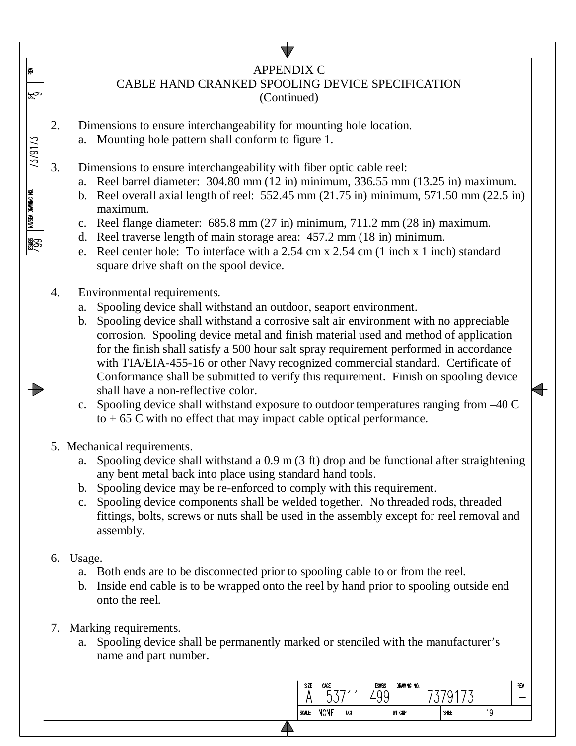# APPENDIX C
## CABLE HAND CRANKED SPOOLING DEVICE SPECIFICATION
(Continued)

2. Dimensions to ensure interchangeability for mounting hole location.
   a. Mounting hole pattern shall conform to figure 1.

3. Dimensions to ensure interchangeability with fiber optic cable reel:
   a. Reel barrel diameter: 304.80 mm (12 in) minimum, 336.55 mm (13.25 in) maximum.
   b. Reel overall axial length of reel: 552.45 mm (21.75 in) minimum, 571.50 mm (22.5 in) maximum.
   c. Reel flange diameter: 685.8 mm (27 in) minimum, 711.2 mm (28 in) maximum.
   d. Reel traverse length of main storage area: 457.2 mm (18 in) minimum.
   e. Reel center hole: To interface with a 2.54 cm x 2.54 cm (1 inch x 1 inch) standard square drive shaft on the spool device.

4. Environmental requirements.
   a. Spooling device shall withstand an outdoor, seaport environment.
   b. Spooling device shall withstand a corrosive salt air environment with no appreciable corrosion. Spooling device metal and finish material used and method of application for the finish shall satisfy a 500 hour salt spray requirement performed in accordance with TIA/EIA-455-16 or other Navy recognized commercial standard. Certificate of Conformance shall be submitted to verify this requirement. Finish on spooling device shall have a non-reflective color.
   c. Spooling device shall withstand exposure to outdoor temperatures ranging from –40 C to + 65 C with no effect that may impact cable optical performance.

5. Mechanical requirements.
   a. Spooling device shall withstand a 0.9 m (3 ft) drop and be functional after straightening any bent metal back into place using standard hand tools.
   b. Spooling device may be re-enforced to comply with this requirement.
   c. Spooling device components shall be welded together. No threaded rods, threaded fittings, bolts, screws or nuts shall be used in the assembly except for reel removal and assembly.

6. Usage.
   a. Both ends are to be disconnected prior to spooling cable to or from the reel.
   b. Inside end cable is to be wrapped onto the reel by hand prior to spooling outside end onto the reel.

7. Marking requirements.
   a. Spooling device shall be permanently marked or stenciled with the manufacturer's name and part number.

| SIZE | CAGE | ESWBS | DRAWING NO. | REV |
|---|---|---|---|---|
| A | 53711 | 499 | 7379173 | – |
| SCALE: NONE | UCI | | WT GRP | SHEET 19 |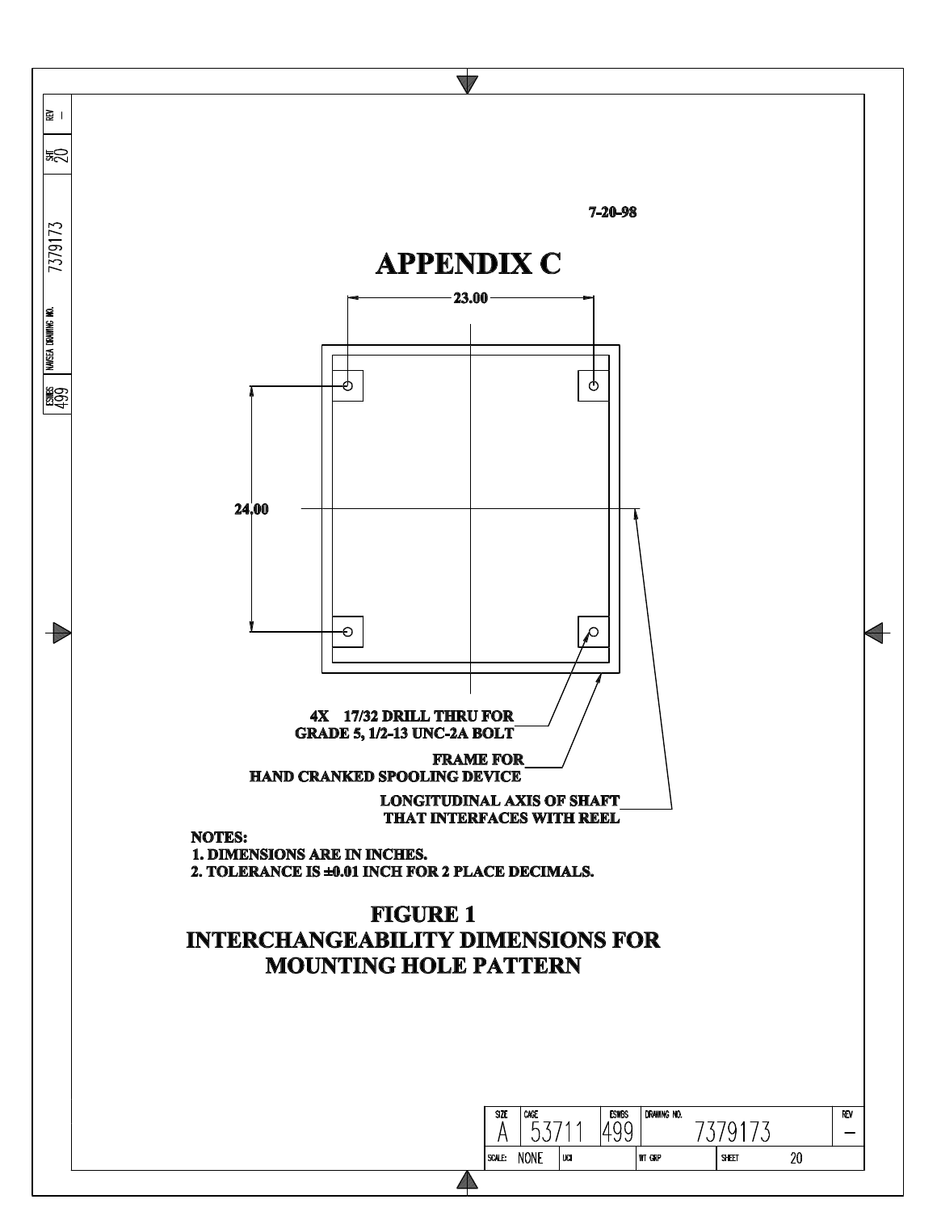7-20-98

# APPENDIX C

23.00

24.00

4X 17/32 DRILL THRU FOR
GRADE 5, 1/2-13 UNC-2A BOLT

FRAME FOR
HAND CRANKED SPOOLING DEVICE

LONGITUDINAL AXIS OF SHAFT
THAT INTERFACES WITH REEL

**NOTES:**

1. DIMENSIONS ARE IN INCHES.
2. TOLERANCE IS ±0.01 INCH FOR 2 PLACE DECIMALS.

**FIGURE 1**
**INTERCHANGEABILITY DIMENSIONS FOR MOUNTING HOLE PATTERN**

| SIZE | CAGE | ESWBS | DRAWING NO. | REV |
| --- | --- | --- | --- | --- |
| A | 53711 | 499 | 7379173 | – |
| SCALE: NONE | UCI | WT GRP | SHEET 20 | |